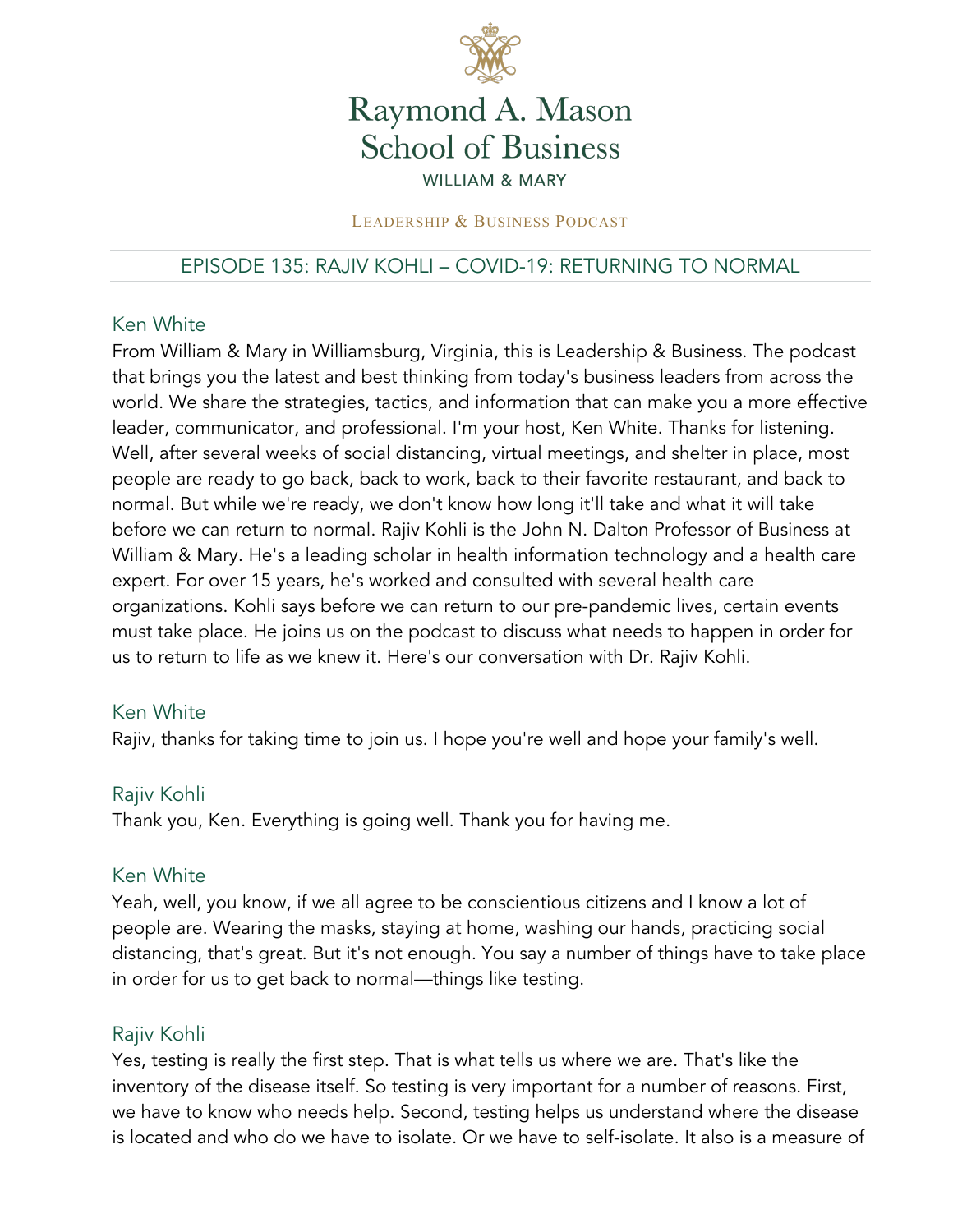# Raymond A. Mason School of Business

WILLIAM & MARY

LEADERSHIP & BUSINESS PODCAST

## EPISODE 135: RAJIV KOHLI – COVID-19: RETURNING TO NORMAL

### Ken White

From William & Mary in Williamsburg, Virginia, this is Leadership & Business. The podcast that brings you the latest and best thinking from today's business leaders from across the world. We share the strategies, tactics, and information that can make you a more effective leader, communicator, and professional. I'm your host, Ken White. Thanks for listening. Well, after several weeks of social distancing, virtual meetings, and shelter in place, most people are ready to go back, back to work, back to their favorite restaurant, and back to normal. But while we're ready, we don't know how long it'll take and what it will take before we can return to normal. Rajiv Kohli is the John N. Dalton Professor of Business at William & Mary. He's a leading scholar in health information technology and a health care expert. For over 15 years, he's worked and consulted with several health care organizations. Kohli says before we can return to our pre-pandemic lives, certain events must take place. He joins us on the podcast to discuss what needs to happen in order for us to return to life as we knew it. Here's our conversation with Dr. Rajiv Kohli.

### Ken White

Rajiv, thanks for taking time to join us. I hope you're well and hope your family's well.

### Rajiv Kohli

Thank you, Ken. Everything is going well. Thank you for having me.

### Ken White

Yeah, well, you know, if we all agree to be conscientious citizens and I know a lot of people are. Wearing the masks, staying at home, washing our hands, practicing social distancing, that's great. But it's not enough. You say a number of things have to take place in order for us to get back to normal—things like testing.

### Rajiv Kohli

Yes, testing is really the first step. That is what tells us where we are. That's like the inventory of the disease itself. So testing is very important for a number of reasons. First, we have to know who needs help. Second, testing helps us understand where the disease is located and who do we have to isolate. Or we have to self-isolate. It also is a measure of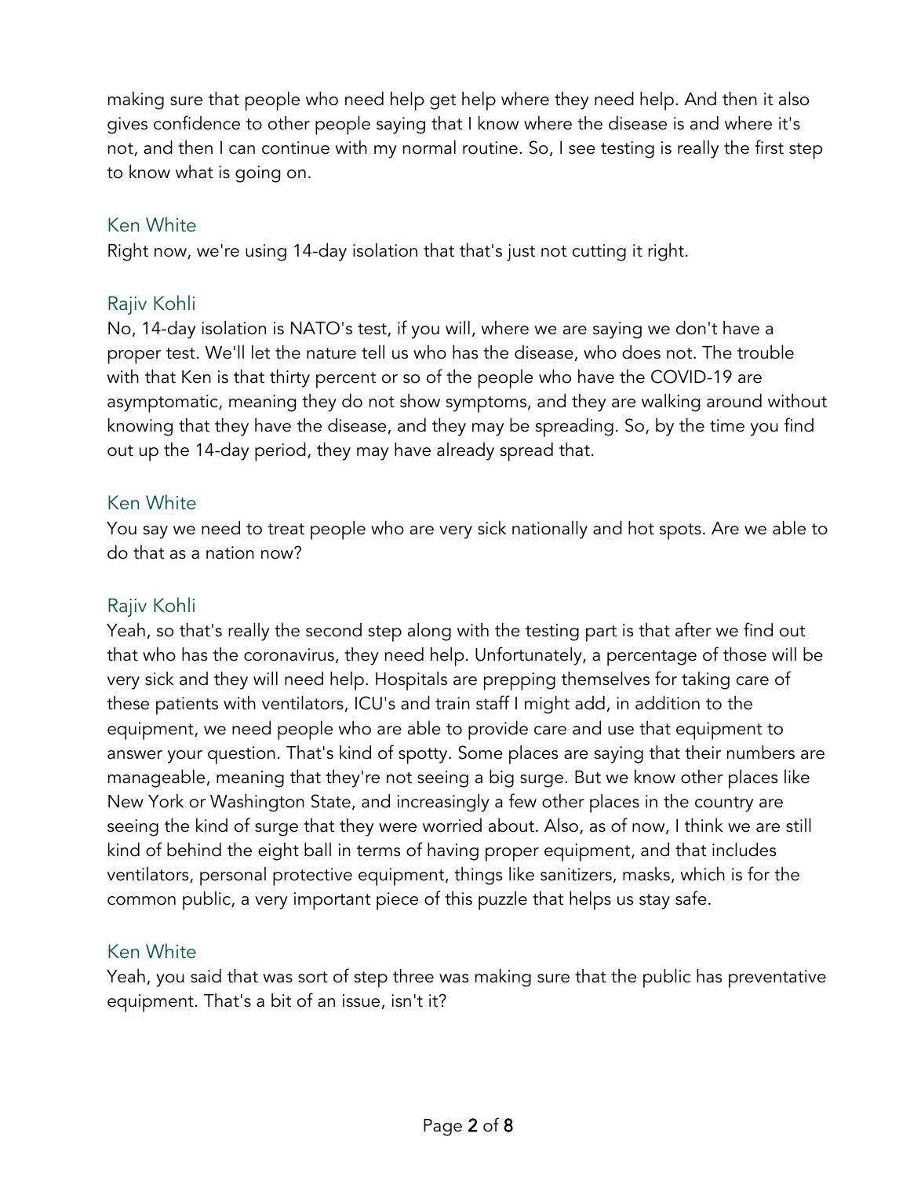making sure that people who need help get help where they need help. And then it also gives confidence to other people saying that I know where the disease is and where it's not, and then I can continue with my normal routine. So, I see testing is really the first step to know what is going on.

Ken White
Right now, we're using 14-day isolation that that's just not cutting it right.

Rajiv Kohli
No, 14-day isolation is NATO's test, if you will, where we are saying we don't have a proper test. We'll let the nature tell us who has the disease, who does not. The trouble with that Ken is that thirty percent or so of the people who have the COVID-19 are asymptomatic, meaning they do not show symptoms, and they are walking around without knowing that they have the disease, and they may be spreading. So, by the time you find out up the 14-day period, they may have already spread that.

Ken White
You say we need to treat people who are very sick nationally and hot spots. Are we able to do that as a nation now?

Rajiv Kohli
Yeah, so that's really the second step along with the testing part is that after we find out that who has the coronavirus, they need help. Unfortunately, a percentage of those will be very sick and they will need help. Hospitals are prepping themselves for taking care of these patients with ventilators, ICU's and train staff I might add, in addition to the equipment, we need people who are able to provide care and use that equipment to answer your question. That's kind of spotty. Some places are saying that their numbers are manageable, meaning that they're not seeing a big surge. But we know other places like New York or Washington State, and increasingly a few other places in the country are seeing the kind of surge that they were worried about. Also, as of now, I think we are still kind of behind the eight ball in terms of having proper equipment, and that includes ventilators, personal protective equipment, things like sanitizers, masks, which is for the common public, a very important piece of this puzzle that helps us stay safe.

Ken White
Yeah, you said that was sort of step three was making sure that the public has preventative equipment. That's a bit of an issue, isn't it?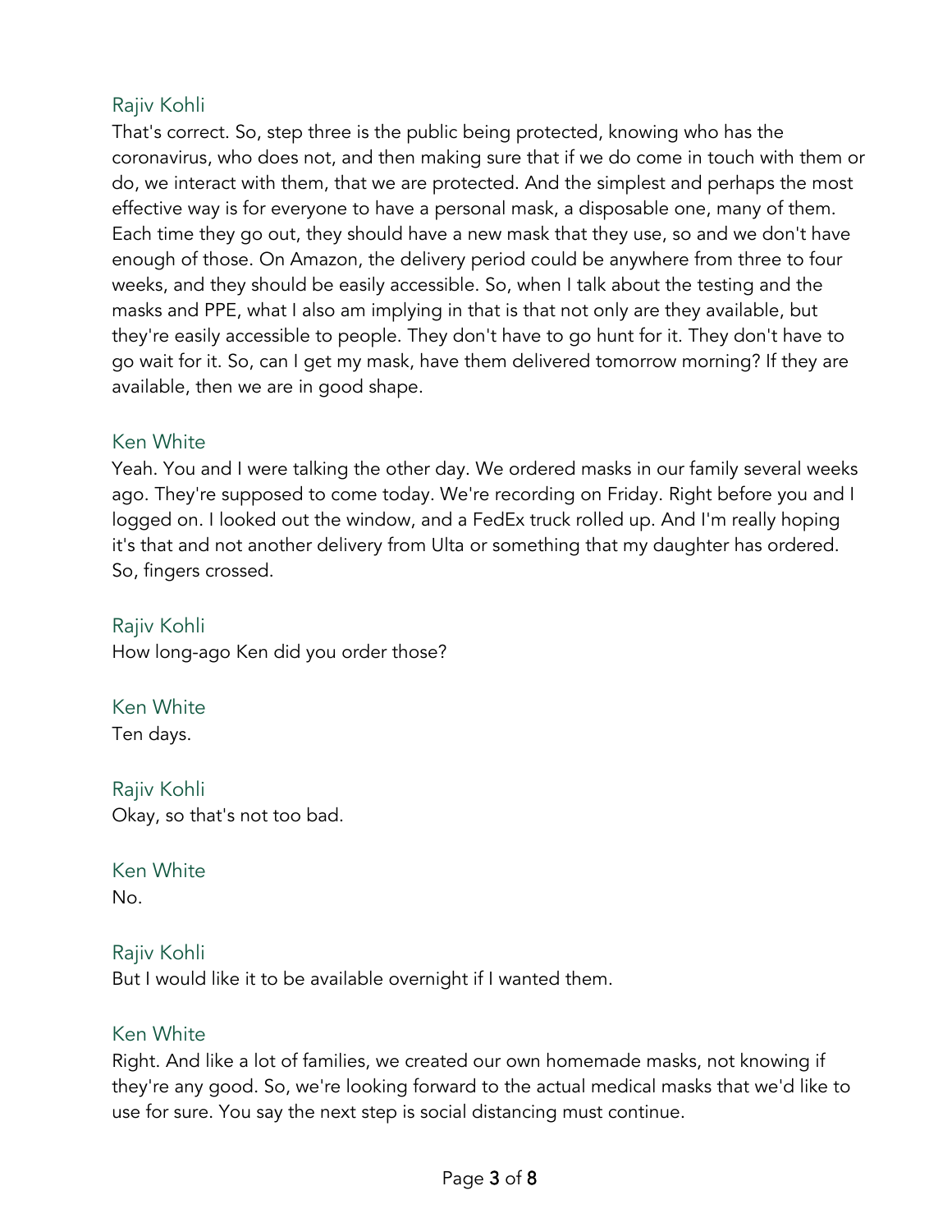Rajiv Kohli

That's correct. So, step three is the public being protected, knowing who has the coronavirus, who does not, and then making sure that if we do come in touch with them or do, we interact with them, that we are protected. And the simplest and perhaps the most effective way is for everyone to have a personal mask, a disposable one, many of them. Each time they go out, they should have a new mask that they use, so and we don't have enough of those. On Amazon, the delivery period could be anywhere from three to four weeks, and they should be easily accessible. So, when I talk about the testing and the masks and PPE, what I also am implying in that is that not only are they available, but they're easily accessible to people. They don't have to go hunt for it. They don't have to go wait for it. So, can I get my mask, have them delivered tomorrow morning? If they are available, then we are in good shape.

Ken White

Yeah. You and I were talking the other day. We ordered masks in our family several weeks ago. They're supposed to come today. We're recording on Friday. Right before you and I logged on. I looked out the window, and a FedEx truck rolled up. And I'm really hoping it's that and not another delivery from Ulta or something that my daughter has ordered. So, fingers crossed.

Rajiv Kohli

How long-ago Ken did you order those?

Ken White

Ten days.

Rajiv Kohli

Okay, so that's not too bad.

Ken White

No.

Rajiv Kohli

But I would like it to be available overnight if I wanted them.

Ken White

Right. And like a lot of families, we created our own homemade masks, not knowing if they're any good. So, we're looking forward to the actual medical masks that we'd like to use for sure. You say the next step is social distancing must continue.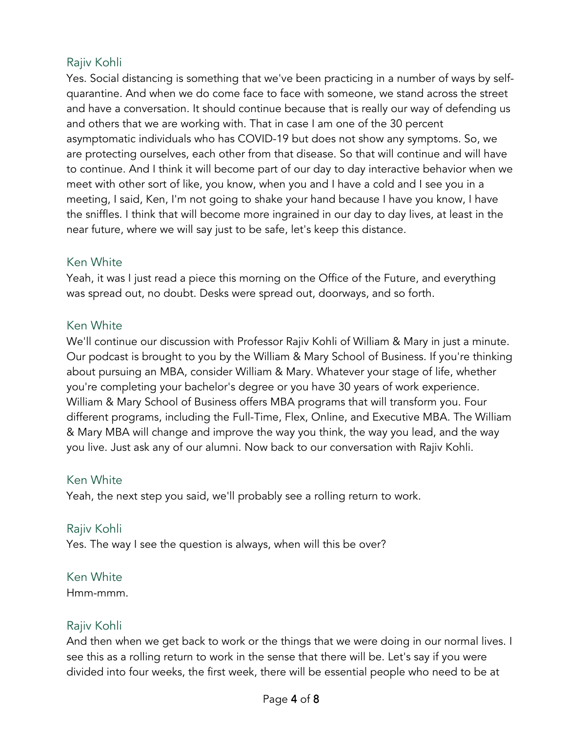Rajiv Kohli

Yes. Social distancing is something that we've been practicing in a number of ways by self-quarantine. And when we do come face to face with someone, we stand across the street and have a conversation. It should continue because that is really our way of defending us and others that we are working with. That in case I am one of the 30 percent asymptomatic individuals who has COVID-19 but does not show any symptoms. So, we are protecting ourselves, each other from that disease. So that will continue and will have to continue. And I think it will become part of our day to day interactive behavior when we meet with other sort of like, you know, when you and I have a cold and I see you in a meeting, I said, Ken, I'm not going to shake your hand because I have you know, I have the sniffles. I think that will become more ingrained in our day to day lives, at least in the near future, where we will say just to be safe, let's keep this distance.

Ken White

Yeah, it was I just read a piece this morning on the Office of the Future, and everything was spread out, no doubt. Desks were spread out, doorways, and so forth.

Ken White

We'll continue our discussion with Professor Rajiv Kohli of William & Mary in just a minute. Our podcast is brought to you by the William & Mary School of Business. If you're thinking about pursuing an MBA, consider William & Mary. Whatever your stage of life, whether you're completing your bachelor's degree or you have 30 years of work experience. William & Mary School of Business offers MBA programs that will transform you. Four different programs, including the Full-Time, Flex, Online, and Executive MBA. The William & Mary MBA will change and improve the way you think, the way you lead, and the way you live. Just ask any of our alumni. Now back to our conversation with Rajiv Kohli.

Ken White

Yeah, the next step you said, we'll probably see a rolling return to work.

Rajiv Kohli

Yes. The way I see the question is always, when will this be over?

Ken White

Hmm-mmm.

Rajiv Kohli

And then when we get back to work or the things that we were doing in our normal lives. I see this as a rolling return to work in the sense that there will be. Let's say if you were divided into four weeks, the first week, there will be essential people who need to be at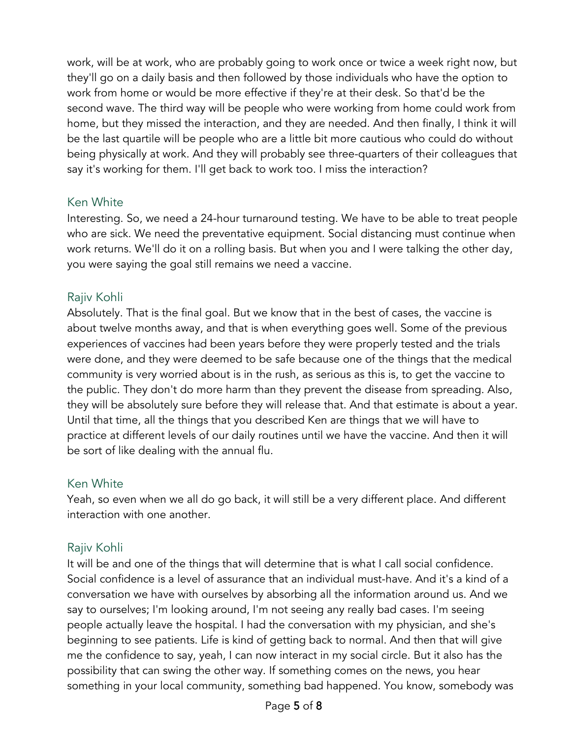work, will be at work, who are probably going to work once or twice a week right now, but they'll go on a daily basis and then followed by those individuals who have the option to work from home or would be more effective if they're at their desk. So that'd be the second wave. The third way will be people who were working from home could work from home, but they missed the interaction, and they are needed. And then finally, I think it will be the last quartile will be people who are a little bit more cautious who could do without being physically at work. And they will probably see three-quarters of their colleagues that say it's working for them. I'll get back to work too. I miss the interaction?

Ken White

Interesting. So, we need a 24-hour turnaround testing. We have to be able to treat people who are sick. We need the preventative equipment. Social distancing must continue when work returns. We'll do it on a rolling basis. But when you and I were talking the other day, you were saying the goal still remains we need a vaccine.

Rajiv Kohli

Absolutely. That is the final goal. But we know that in the best of cases, the vaccine is about twelve months away, and that is when everything goes well. Some of the previous experiences of vaccines had been years before they were properly tested and the trials were done, and they were deemed to be safe because one of the things that the medical community is very worried about is in the rush, as serious as this is, to get the vaccine to the public. They don't do more harm than they prevent the disease from spreading. Also, they will be absolutely sure before they will release that. And that estimate is about a year. Until that time, all the things that you described Ken are things that we will have to practice at different levels of our daily routines until we have the vaccine. And then it will be sort of like dealing with the annual flu.

Ken White

Yeah, so even when we all do go back, it will still be a very different place. And different interaction with one another.

Rajiv Kohli

It will be and one of the things that will determine that is what I call social confidence. Social confidence is a level of assurance that an individual must-have. And it's a kind of a conversation we have with ourselves by absorbing all the information around us. And we say to ourselves; I'm looking around, I'm not seeing any really bad cases. I'm seeing people actually leave the hospital. I had the conversation with my physician, and she's beginning to see patients. Life is kind of getting back to normal. And then that will give me the confidence to say, yeah, I can now interact in my social circle. But it also has the possibility that can swing the other way. If something comes on the news, you hear something in your local community, something bad happened. You know, somebody was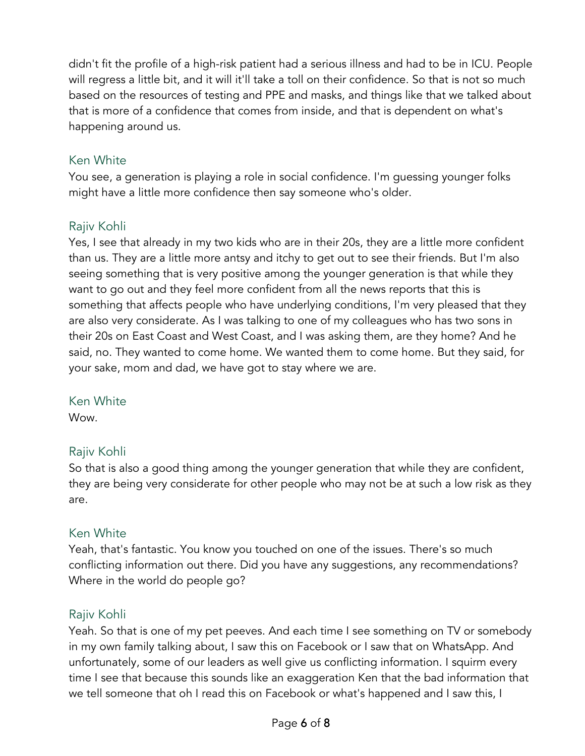didn't fit the profile of a high-risk patient had a serious illness and had to be in ICU. People will regress a little bit, and it will it'll take a toll on their confidence. So that is not so much based on the resources of testing and PPE and masks, and things like that we talked about that is more of a confidence that comes from inside, and that is dependent on what's happening around us.

Ken White
You see, a generation is playing a role in social confidence. I'm guessing younger folks might have a little more confidence then say someone who's older.

Rajiv Kohli
Yes, I see that already in my two kids who are in their 20s, they are a little more confident than us. They are a little more antsy and itchy to get out to see their friends. But I'm also seeing something that is very positive among the younger generation is that while they want to go out and they feel more confident from all the news reports that this is something that affects people who have underlying conditions, I'm very pleased that they are also very considerate. As I was talking to one of my colleagues who has two sons in their 20s on East Coast and West Coast, and I was asking them, are they home? And he said, no. They wanted to come home. We wanted them to come home. But they said, for your sake, mom and dad, we have got to stay where we are.

Ken White
Wow.

Rajiv Kohli
So that is also a good thing among the younger generation that while they are confident, they are being very considerate for other people who may not be at such a low risk as they are.

Ken White
Yeah, that's fantastic. You know you touched on one of the issues. There's so much conflicting information out there. Did you have any suggestions, any recommendations? Where in the world do people go?

Rajiv Kohli
Yeah. So that is one of my pet peeves. And each time I see something on TV or somebody in my own family talking about, I saw this on Facebook or I saw that on WhatsApp. And unfortunately, some of our leaders as well give us conflicting information. I squirm every time I see that because this sounds like an exaggeration Ken that the bad information that we tell someone that oh I read this on Facebook or what's happened and I saw this, I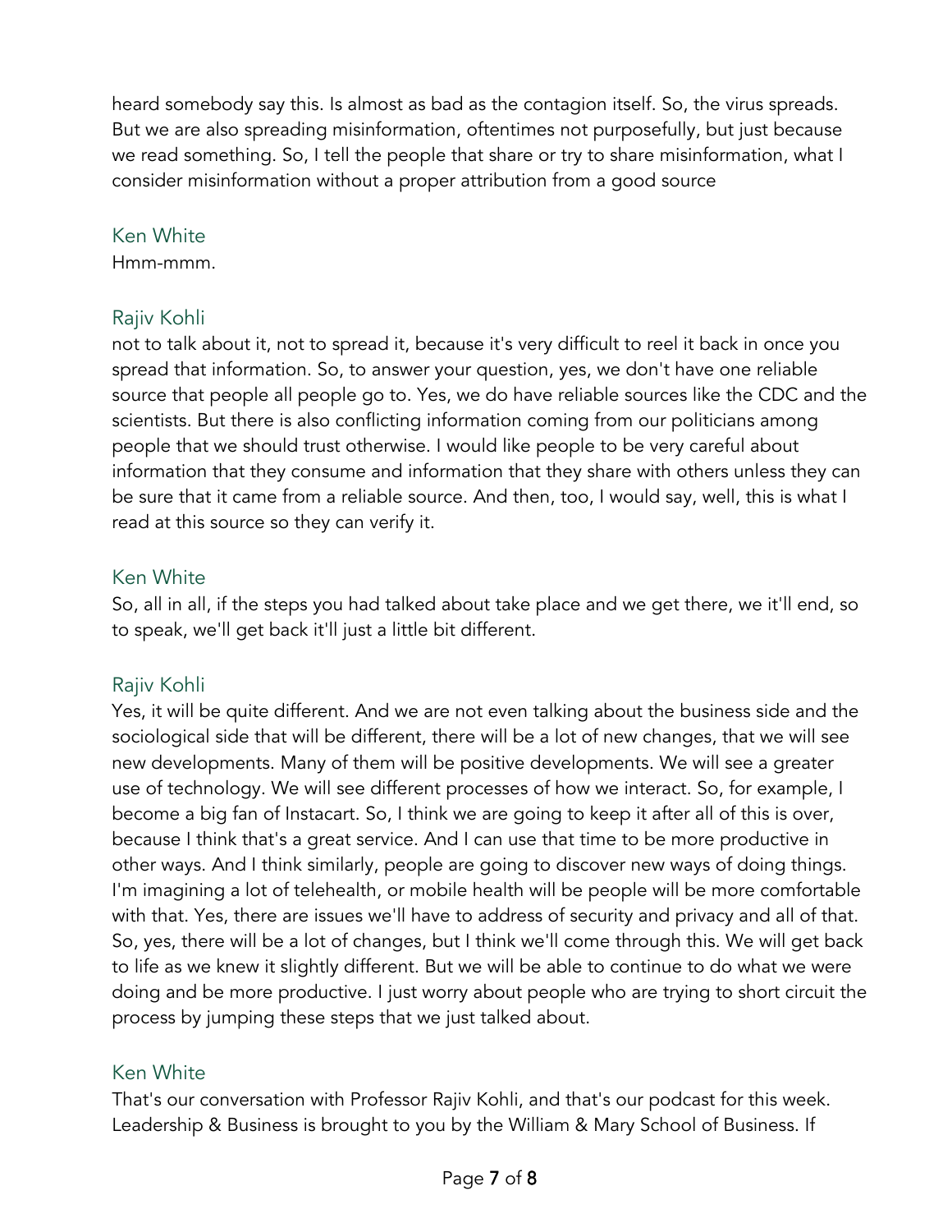heard somebody say this. Is almost as bad as the contagion itself. So, the virus spreads. But we are also spreading misinformation, oftentimes not purposefully, but just because we read something. So, I tell the people that share or try to share misinformation, what I consider misinformation without a proper attribution from a good source

Ken White
Hmm-mmm.

Rajiv Kohli
not to talk about it, not to spread it, because it's very difficult to reel it back in once you spread that information. So, to answer your question, yes, we don't have one reliable source that people all people go to. Yes, we do have reliable sources like the CDC and the scientists. But there is also conflicting information coming from our politicians among people that we should trust otherwise. I would like people to be very careful about information that they consume and information that they share with others unless they can be sure that it came from a reliable source. And then, too, I would say, well, this is what I read at this source so they can verify it.

Ken White
So, all in all, if the steps you had talked about take place and we get there, we it'll end, so to speak, we'll get back it'll just a little bit different.

Rajiv Kohli
Yes, it will be quite different. And we are not even talking about the business side and the sociological side that will be different, there will be a lot of new changes, that we will see new developments. Many of them will be positive developments. We will see a greater use of technology. We will see different processes of how we interact. So, for example, I become a big fan of Instacart. So, I think we are going to keep it after all of this is over, because I think that's a great service. And I can use that time to be more productive in other ways. And I think similarly, people are going to discover new ways of doing things. I'm imagining a lot of telehealth, or mobile health will be people will be more comfortable with that. Yes, there are issues we'll have to address of security and privacy and all of that. So, yes, there will be a lot of changes, but I think we'll come through this. We will get back to life as we knew it slightly different. But we will be able to continue to do what we were doing and be more productive. I just worry about people who are trying to short circuit the process by jumping these steps that we just talked about.

Ken White
That's our conversation with Professor Rajiv Kohli, and that's our podcast for this week. Leadership & Business is brought to you by the William & Mary School of Business. If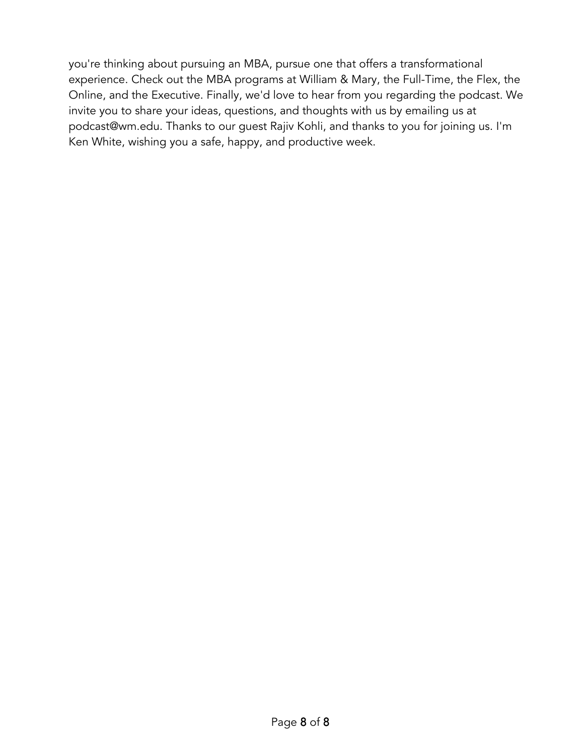you're thinking about pursuing an MBA, pursue one that offers a transformational experience. Check out the MBA programs at William & Mary, the Full-Time, the Flex, the Online, and the Executive. Finally, we'd love to hear from you regarding the podcast. We invite you to share your ideas, questions, and thoughts with us by emailing us at podcast@wm.edu. Thanks to our guest Rajiv Kohli, and thanks to you for joining us. I'm Ken White, wishing you a safe, happy, and productive week.